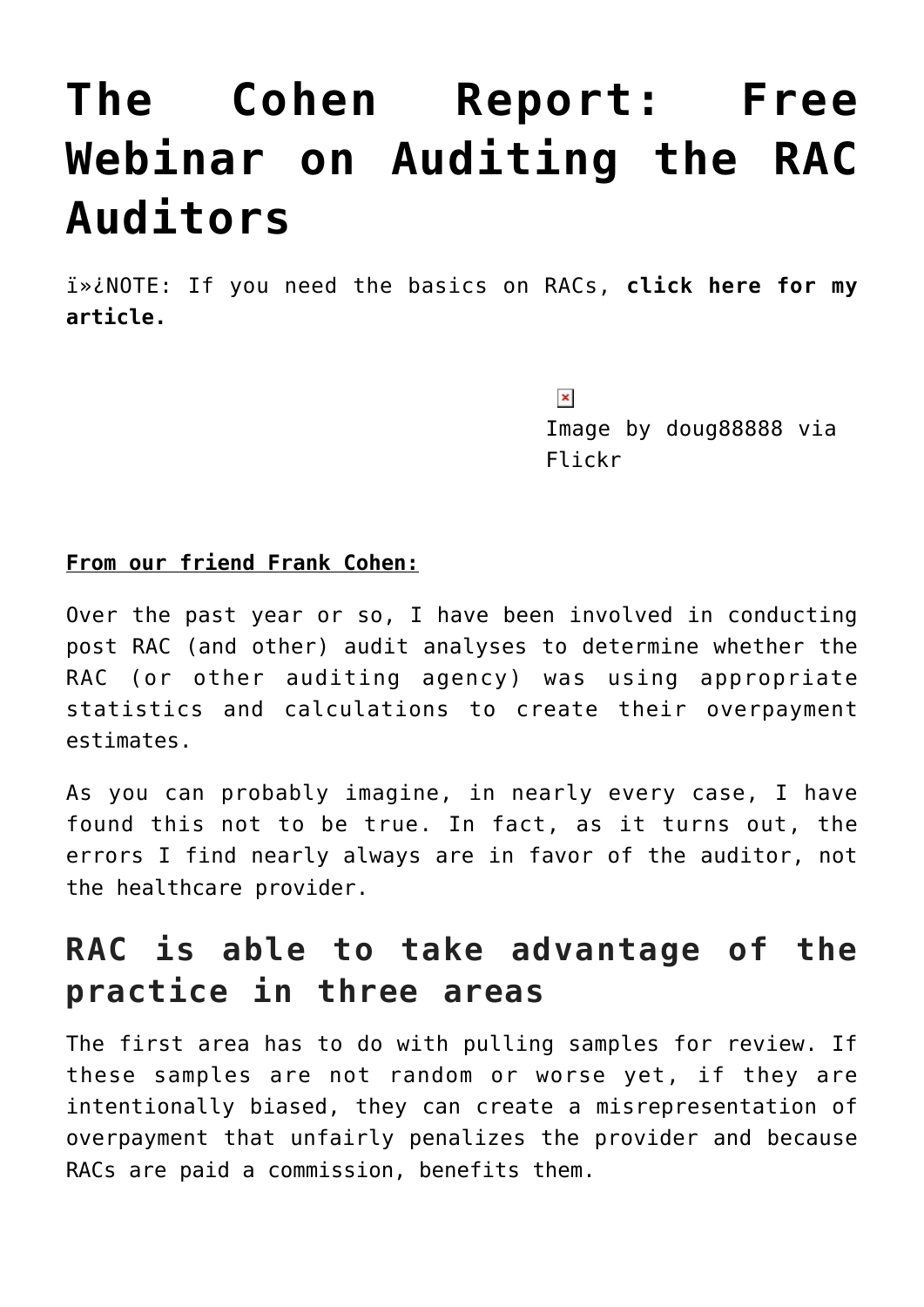# The Cohen Report: Free Webinar on Auditing the RAC Auditors

ï»¿NOTE: If you need the basics on RACs, **click here for my article.**

Image by doug88888 via Flickr

**From our friend Frank Cohen:**

Over the past year or so, I have been involved in conducting post RAC (and other) audit analyses to determine whether the RAC (or other auditing agency) was using appropriate statistics and calculations to create their overpayment estimates.

As you can probably imagine, in nearly every case, I have found this not to be true. In fact, as it turns out, the errors I find nearly always are in favor of the auditor, not the healthcare provider.

## RAC is able to take advantage of the practice in three areas

The first area has to do with pulling samples for review. If these samples are not random or worse yet, if they are intentionally biased, they can create a misrepresentation of overpayment that unfairly penalizes the provider and because RACs are paid a commission, benefits them.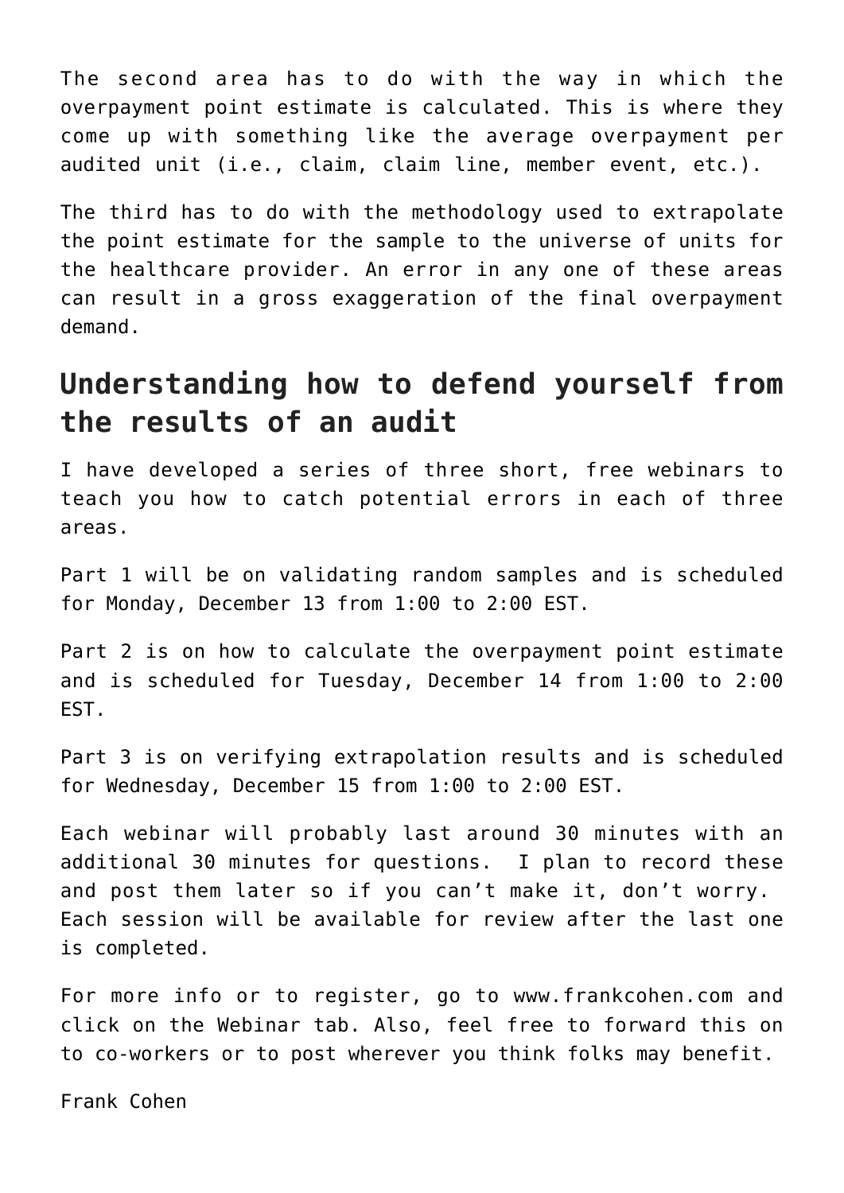The second area has to do with the way in which the overpayment point estimate is calculated. This is where they come up with something like the average overpayment per audited unit (i.e., claim, claim line, member event, etc.).

The third has to do with the methodology used to extrapolate the point estimate for the sample to the universe of units for the healthcare provider. An error in any one of these areas can result in a gross exaggeration of the final overpayment demand.

## Understanding how to defend yourself from the results of an audit

I have developed a series of three short, free webinars to teach you how to catch potential errors in each of three areas.

Part 1 will be on validating random samples and is scheduled for Monday, December 13 from 1:00 to 2:00 EST.

Part 2 is on how to calculate the overpayment point estimate and is scheduled for Tuesday, December 14 from 1:00 to 2:00 EST.

Part 3 is on verifying extrapolation results and is scheduled for Wednesday, December 15 from 1:00 to 2:00 EST.

Each webinar will probably last around 30 minutes with an additional 30 minutes for questions. I plan to record these and post them later so if you can't make it, don't worry. Each session will be available for review after the last one is completed.

For more info or to register, go to www.frankcohen.com and click on the Webinar tab. Also, feel free to forward this on to co-workers or to post wherever you think folks may benefit.

Frank Cohen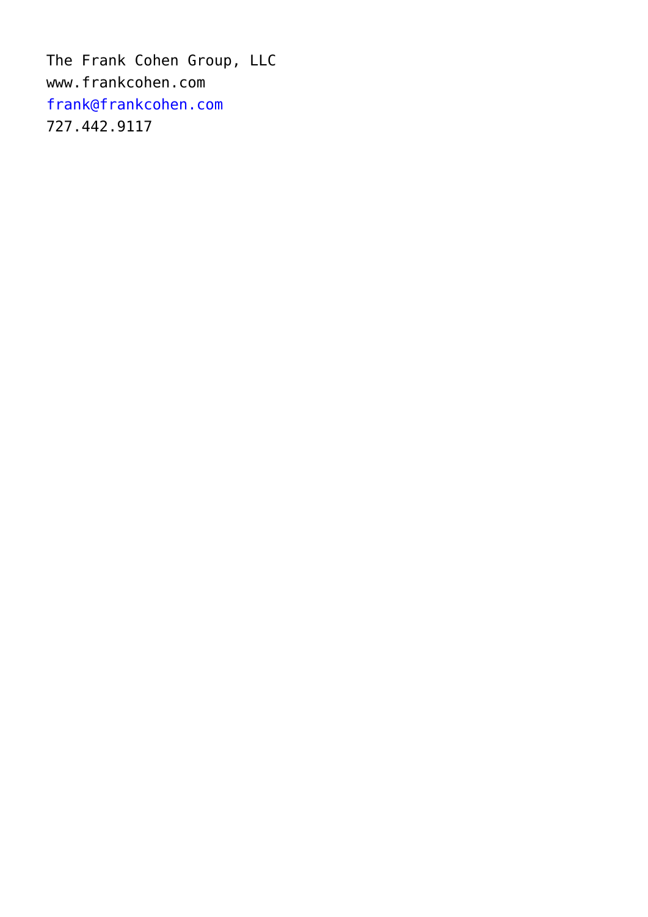The Frank Cohen Group, LLC  
www.frankcohen.com  
frank@frankcohen.com  
727.442.9117